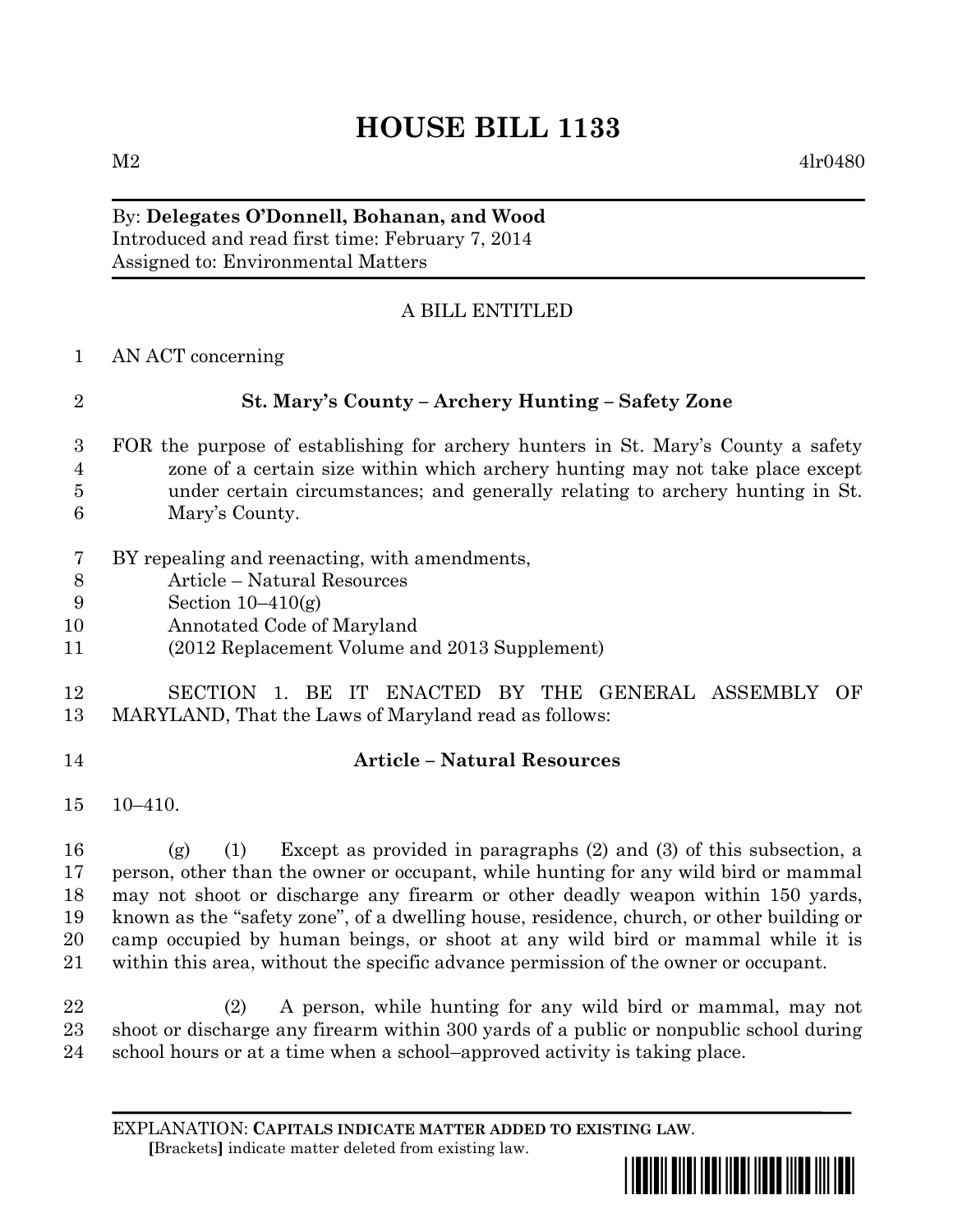# HOUSE BILL 1133

M2 4lr0480

By: **Delegates O'Donnell, Bohanan, and Wood**
Introduced and read first time: February 7, 2014
Assigned to: Environmental Matters

A BILL ENTITLED

AN ACT concerning

**St. Mary's County – Archery Hunting – Safety Zone**

FOR the purpose of establishing for archery hunters in St. Mary's County a safety zone of a certain size within which archery hunting may not take place except under certain circumstances; and generally relating to archery hunting in St. Mary's County.

BY repealing and reenacting, with amendments,
Article – Natural Resources
Section 10–410(g)
Annotated Code of Maryland
(2012 Replacement Volume and 2013 Supplement)

SECTION 1. BE IT ENACTED BY THE GENERAL ASSEMBLY OF MARYLAND, That the Laws of Maryland read as follows:

**Article – Natural Resources**

10–410.

(g) (1) Except as provided in paragraphs (2) and (3) of this subsection, a person, other than the owner or occupant, while hunting for any wild bird or mammal may not shoot or discharge any firearm or other deadly weapon within 150 yards, known as the "safety zone", of a dwelling house, residence, church, or other building or camp occupied by human beings, or shoot at any wild bird or mammal while it is within this area, without the specific advance permission of the owner or occupant.

(2) A person, while hunting for any wild bird or mammal, may not shoot or discharge any firearm within 300 yards of a public or nonpublic school during school hours or at a time when a school–approved activity is taking place.

EXPLANATION: **CAPITALS INDICATE MATTER ADDED TO EXISTING LAW.**
[Brackets] indicate matter deleted from existing law.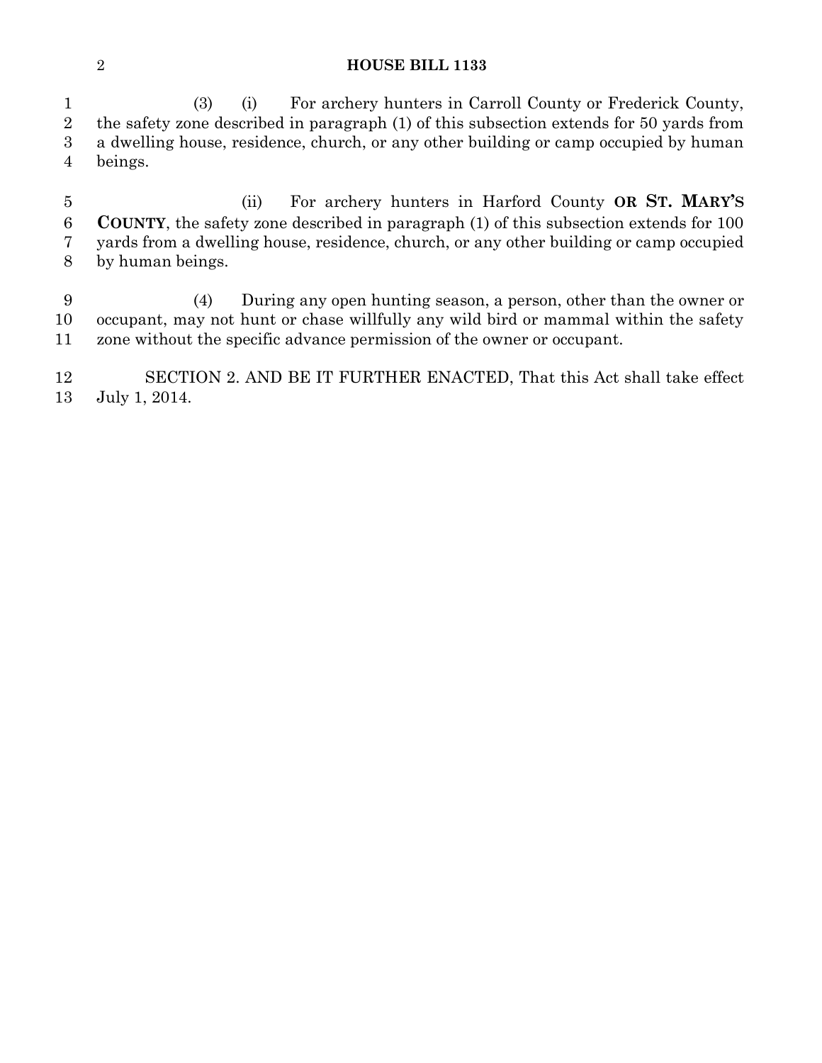(3) (i) For archery hunters in Carroll County or Frederick County, the safety zone described in paragraph (1) of this subsection extends for 50 yards from a dwelling house, residence, church, or any other building or camp occupied by human beings.

(ii) For archery hunters in Harford County **OR ST. MARY'S COUNTY**, the safety zone described in paragraph (1) of this subsection extends for 100 yards from a dwelling house, residence, church, or any other building or camp occupied by human beings.

(4) During any open hunting season, a person, other than the owner or occupant, may not hunt or chase willfully any wild bird or mammal within the safety zone without the specific advance permission of the owner or occupant.

SECTION 2. AND BE IT FURTHER ENACTED, That this Act shall take effect July 1, 2014.